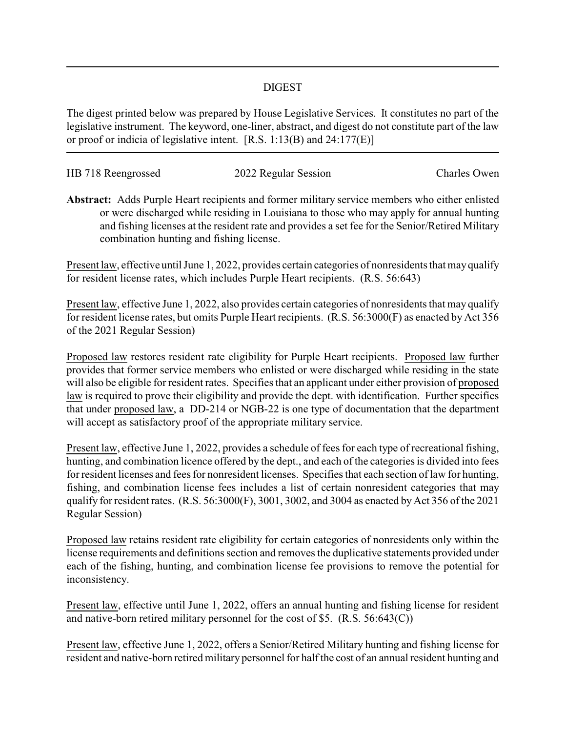## DIGEST

The digest printed below was prepared by House Legislative Services. It constitutes no part of the legislative instrument. The keyword, one-liner, abstract, and digest do not constitute part of the law or proof or indicia of legislative intent. [R.S. 1:13(B) and 24:177(E)]

HB 718 Reengrossed — 2022 Regular Session — Charles Owen

**Abstract:** Adds Purple Heart recipients and former military service members who either enlisted or were discharged while residing in Louisiana to those who may apply for annual hunting and fishing licenses at the resident rate and provides a set fee for the Senior/Retired Military combination hunting and fishing license.

Present law, effective until June 1, 2022, provides certain categories of nonresidents that may qualify for resident license rates, which includes Purple Heart recipients. (R.S. 56:643)

Present law, effective June 1, 2022, also provides certain categories of nonresidents that may qualify for resident license rates, but omits Purple Heart recipients. (R.S. 56:3000(F) as enacted by Act 356 of the 2021 Regular Session)

Proposed law restores resident rate eligibility for Purple Heart recipients. Proposed law further provides that former service members who enlisted or were discharged while residing in the state will also be eligible for resident rates. Specifies that an applicant under either provision of proposed law is required to prove their eligibility and provide the dept. with identification. Further specifies that under proposed law, a DD-214 or NGB-22 is one type of documentation that the department will accept as satisfactory proof of the appropriate military service.

Present law, effective June 1, 2022, provides a schedule of fees for each type of recreational fishing, hunting, and combination licence offered by the dept., and each of the categories is divided into fees for resident licenses and fees for nonresident licenses. Specifies that each section of law for hunting, fishing, and combination license fees includes a list of certain nonresident categories that may qualify for resident rates. (R.S. 56:3000(F), 3001, 3002, and 3004 as enacted by Act 356 of the 2021 Regular Session)

Proposed law retains resident rate eligibility for certain categories of nonresidents only within the license requirements and definitions section and removes the duplicative statements provided under each of the fishing, hunting, and combination license fee provisions to remove the potential for inconsistency.

Present law, effective until June 1, 2022, offers an annual hunting and fishing license for resident and native-born retired military personnel for the cost of $5. (R.S. 56:643(C))

Present law, effective June 1, 2022, offers a Senior/Retired Military hunting and fishing license for resident and native-born retired military personnel for half the cost of an annual resident hunting and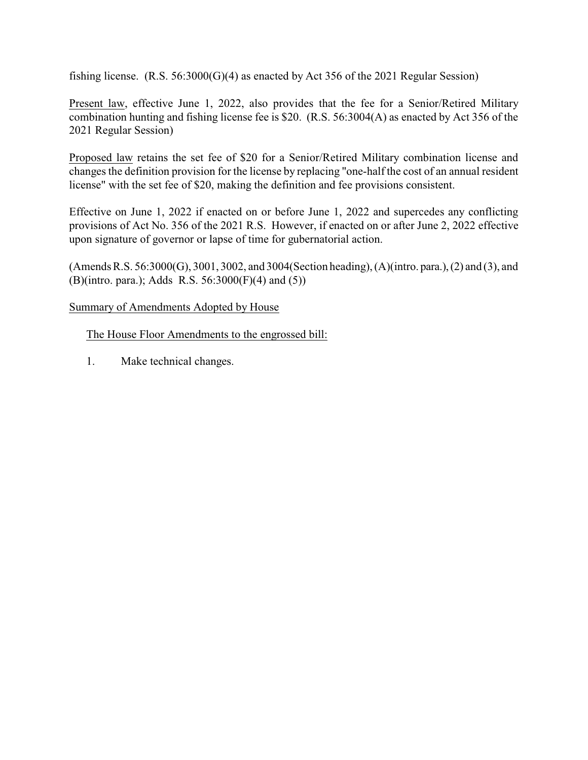fishing license. (R.S. 56:3000(G)(4) as enacted by Act 356 of the 2021 Regular Session)

Present law, effective June 1, 2022, also provides that the fee for a Senior/Retired Military combination hunting and fishing license fee is $20. (R.S. 56:3004(A) as enacted by Act 356 of the 2021 Regular Session)

Proposed law retains the set fee of $20 for a Senior/Retired Military combination license and changes the definition provision for the license by replacing "one-half the cost of an annual resident license" with the set fee of $20, making the definition and fee provisions consistent.

Effective on June 1, 2022 if enacted on or before June 1, 2022 and supercedes any conflicting provisions of Act No. 356 of the 2021 R.S. However, if enacted on or after June 2, 2022 effective upon signature of governor or lapse of time for gubernatorial action.

(Amends R.S. 56:3000(G), 3001, 3002, and 3004(Section heading), (A)(intro. para.), (2) and (3), and (B)(intro. para.); Adds R.S. 56:3000(F)(4) and (5))

Summary of Amendments Adopted by House

The House Floor Amendments to the engrossed bill:

1. Make technical changes.